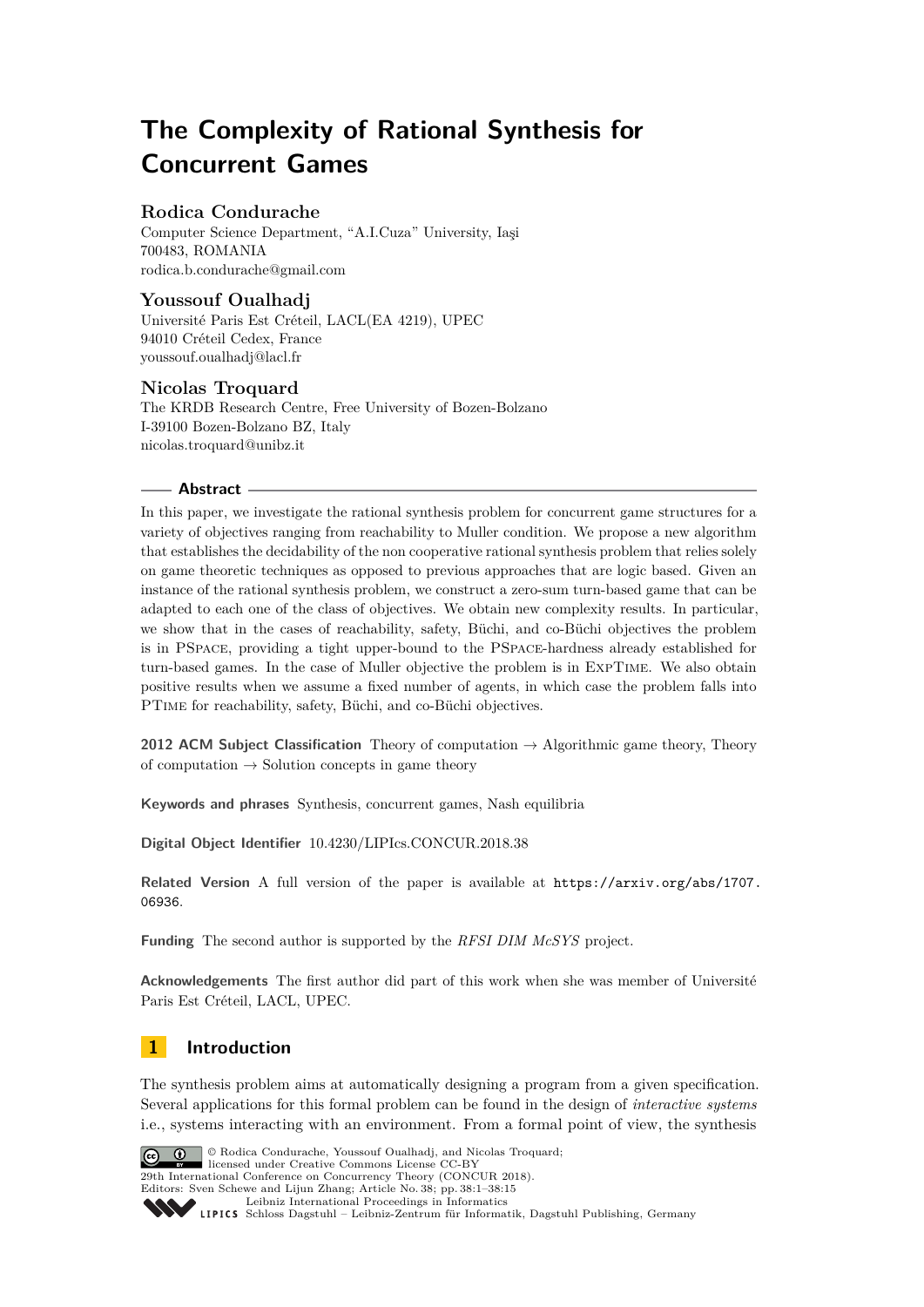# The Complexity of Rational Synthesis for Concurrent Games

**Rodica Condurache**

Computer Science Department, "A.I.Cuza" University, Iaşi
700483, ROMANIA
rodica.b.condurache@gmail.com

**Youssouf Oualhadj**

Université Paris Est Créteil, LACL(EA 4219), UPEC
94010 Créteil Cedex, France
youssouf.oualhadj@lacl.fr

**Nicolas Troquard**

The KRDB Research Centre, Free University of Bozen-Bolzano
I-39100 Bozen-Bolzano BZ, Italy
nicolas.troquard@unibz.it

## Abstract

In this paper, we investigate the rational synthesis problem for concurrent game structures for a variety of objectives ranging from reachability to Muller condition. We propose a new algorithm that establishes the decidability of the non cooperative rational synthesis problem that relies solely on game theoretic techniques as opposed to previous approaches that are logic based. Given an instance of the rational synthesis problem, we construct a zero-sum turn-based game that can be adapted to each one of the class of objectives. We obtain new complexity results. In particular, we show that in the cases of reachability, safety, Büchi, and co-Büchi objectives the problem is in PSpace, providing a tight upper-bound to the PSpace-hardness already established for turn-based games. In the case of Muller objective the problem is in ExpTime. We also obtain positive results when we assume a fixed number of agents, in which case the problem falls into PTime for reachability, safety, Büchi, and co-Büchi objectives.

**2012 ACM Subject Classification** Theory of computation → Algorithmic game theory, Theory of computation → Solution concepts in game theory

**Keywords and phrases** Synthesis, concurrent games, Nash equilibria

**Digital Object Identifier** 10.4230/LIPIcs.CONCUR.2018.38

**Related Version** A full version of the paper is available at https://arxiv.org/abs/1707.06936.

**Funding** The second author is supported by the *RFSI DIM McSYS* project.

**Acknowledgements** The first author did part of this work when she was member of Université Paris Est Créteil, LACL, UPEC.

## 1 Introduction

The synthesis problem aims at automatically designing a program from a given specification. Several applications for this formal problem can be found in the design of *interactive systems* i.e., systems interacting with an environment. From a formal point of view, the synthesis

© Rodica Condurache, Youssouf Oualhadj, and Nicolas Troquard;
licensed under Creative Commons License CC-BY
29th International Conference on Concurrency Theory (CONCUR 2018).
Editors: Sven Schewe and Lijun Zhang; Article No. 38; pp. 38:1–38:15
Leibniz International Proceedings in Informatics
Schloss Dagstuhl – Leibniz-Zentrum für Informatik, Dagstuhl Publishing, Germany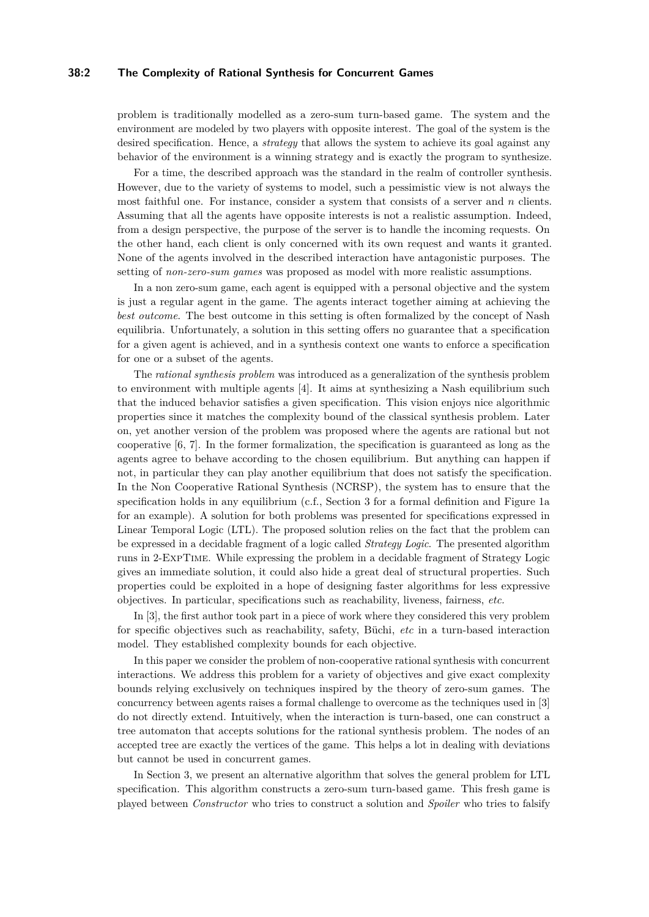problem is traditionally modelled as a zero-sum turn-based game. The system and the environment are modeled by two players with opposite interest. The goal of the system is the desired specification. Hence, a *strategy* that allows the system to achieve its goal against any behavior of the environment is a winning strategy and is exactly the program to synthesize.

For a time, the described approach was the standard in the realm of controller synthesis. However, due to the variety of systems to model, such a pessimistic view is not always the most faithful one. For instance, consider a system that consists of a server and $n$ clients. Assuming that all the agents have opposite interests is not a realistic assumption. Indeed, from a design perspective, the purpose of the server is to handle the incoming requests. On the other hand, each client is only concerned with its own request and wants it granted. None of the agents involved in the described interaction have antagonistic purposes. The setting of *non-zero-sum games* was proposed as model with more realistic assumptions.

In a non zero-sum game, each agent is equipped with a personal objective and the system is just a regular agent in the game. The agents interact together aiming at achieving the *best outcome*. The best outcome in this setting is often formalized by the concept of Nash equilibria. Unfortunately, a solution in this setting offers no guarantee that a specification for a given agent is achieved, and in a synthesis context one wants to enforce a specification for one or a subset of the agents.

The *rational synthesis problem* was introduced as a generalization of the synthesis problem to environment with multiple agents [4]. It aims at synthesizing a Nash equilibrium such that the induced behavior satisfies a given specification. This vision enjoys nice algorithmic properties since it matches the complexity bound of the classical synthesis problem. Later on, yet another version of the problem was proposed where the agents are rational but not cooperative [6, 7]. In the former formalization, the specification is guaranteed as long as the agents agree to behave according to the chosen equilibrium. But anything can happen if not, in particular they can play another equilibrium that does not satisfy the specification. In the Non Cooperative Rational Synthesis (NCRSP), the system has to ensure that the specification holds in any equilibrium (c.f., Section 3 for a formal definition and Figure 1a for an example). A solution for both problems was presented for specifications expressed in Linear Temporal Logic (LTL). The proposed solution relies on the fact that the problem can be expressed in a decidable fragment of a logic called *Strategy Logic*. The presented algorithm runs in 2-ExpTime. While expressing the problem in a decidable fragment of Strategy Logic gives an immediate solution, it could also hide a great deal of structural properties. Such properties could be exploited in a hope of designing faster algorithms for less expressive objectives. In particular, specifications such as reachability, liveness, fairness, *etc.*

In [3], the first author took part in a piece of work where they considered this very problem for specific objectives such as reachability, safety, Büchi, *etc* in a turn-based interaction model. They established complexity bounds for each objective.

In this paper we consider the problem of non-cooperative rational synthesis with concurrent interactions. We address this problem for a variety of objectives and give exact complexity bounds relying exclusively on techniques inspired by the theory of zero-sum games. The concurrency between agents raises a formal challenge to overcome as the techniques used in [3] do not directly extend. Intuitively, when the interaction is turn-based, one can construct a tree automaton that accepts solutions for the rational synthesis problem. The nodes of an accepted tree are exactly the vertices of the game. This helps a lot in dealing with deviations but cannot be used in concurrent games.

In Section 3, we present an alternative algorithm that solves the general problem for LTL specification. This algorithm constructs a zero-sum turn-based game. This fresh game is played between *Constructor* who tries to construct a solution and *Spoiler* who tries to falsify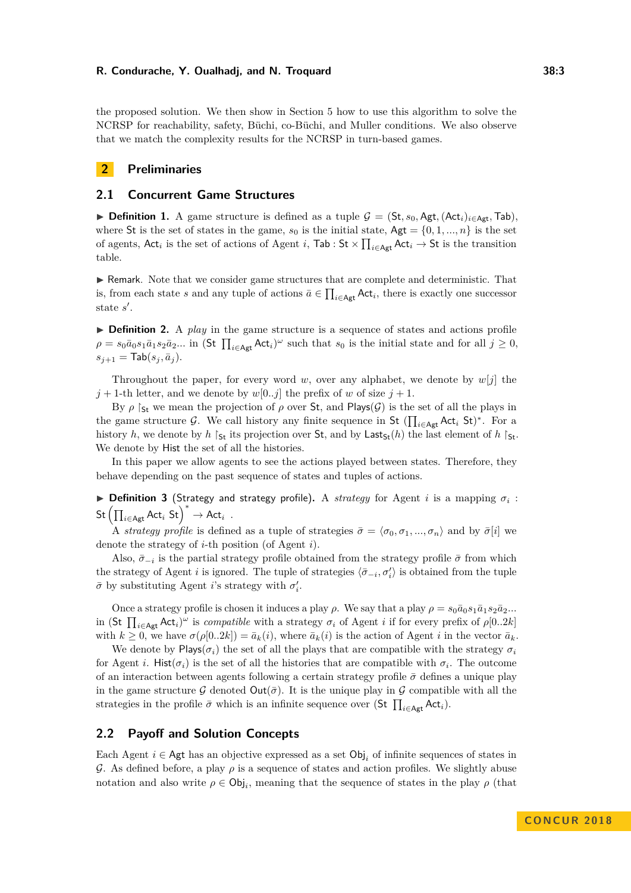the proposed solution. We then show in Section 5 how to use this algorithm to solve the NCRSP for reachability, safety, Büchi, co-Büchi, and Muller conditions. We also observe that we match the complexity results for the NCRSP in turn-based games.

# 2 Preliminaries

## 2.1 Concurrent Game Structures

▶ **Definition 1.** A game structure is defined as a tuple $\mathcal{G} = (\mathsf{St}, s_0, \mathsf{Agt}, (\mathsf{Act}_i)_{i\in\mathsf{Agt}}, \mathsf{Tab})$, where $\mathsf{St}$ is the set of states in the game, $s_0$ is the initial state, $\mathsf{Agt} = \{0, 1, ..., n\}$ is the set of agents, $\mathsf{Act}_i$ is the set of actions of Agent $i$, $\mathsf{Tab} : \mathsf{St} \times \prod_{i\in\mathsf{Agt}} \mathsf{Act}_i \to \mathsf{St}$ is the transition table.

▶ Remark. Note that we consider game structures that are complete and deterministic. That is, from each state $s$ and any tuple of actions $\bar{a} \in \prod_{i\in\mathsf{Agt}} \mathsf{Act}_i$, there is exactly one successor state $s'$.

▶ **Definition 2.** A *play* in the game structure is a sequence of states and actions profile $\rho = s_0\bar{a}_0s_1\bar{a}_1s_2\bar{a}_2...$ in $(\mathsf{St}\ \prod_{i\in\mathsf{Agt}} \mathsf{Act}_i)^\omega$ such that $s_0$ is the initial state and for all $j \geq 0$, $s_{j+1} = \mathsf{Tab}(s_j, \bar{a}_j)$.

Throughout the paper, for every word $w$, over any alphabet, we denote by $w[j]$ the $j+1$-th letter, and we denote by $w[0..j]$ the prefix of $w$ of size $j + 1$.

By $\rho \restriction_{\mathsf{St}}$ we mean the projection of $\rho$ over $\mathsf{St}$, and $\mathsf{Plays}(\mathcal{G})$ is the set of all the plays in the game structure $\mathcal{G}$. We call history any finite sequence in $\mathsf{St}\ (\prod_{i\in\mathsf{Agt}} \mathsf{Act}_i\ \mathsf{St})^*$. For a history $h$, we denote by $h \restriction_{\mathsf{St}}$ its projection over $\mathsf{St}$, and by $\mathsf{Last}_{\mathsf{St}}(h)$ the last element of $h \restriction_{\mathsf{St}}$. We denote by $\mathsf{Hist}$ the set of all the histories.

In this paper we allow agents to see the actions played between states. Therefore, they behave depending on the past sequence of states and tuples of actions.

▶ **Definition 3** (Strategy and strategy profile)**.** A *strategy* for Agent $i$ is a mapping $\sigma_i : \mathsf{St}\left(\prod_{i\in\mathsf{Agt}} \mathsf{Act}_i\ \mathsf{St}\right)^* \to \mathsf{Act}_i$ .

A *strategy profile* is defined as a tuple of strategies $\bar{\sigma} = \langle\sigma_0, \sigma_1, ..., \sigma_n\rangle$ and by $\bar{\sigma}[i]$ we denote the strategy of $i$-th position (of Agent $i$).

Also, $\bar{\sigma}_{-i}$ is the partial strategy profile obtained from the strategy profile $\bar{\sigma}$ from which the strategy of Agent $i$ is ignored. The tuple of strategies $\langle\bar{\sigma}_{-i}, \sigma'_i\rangle$ is obtained from the tuple $\bar{\sigma}$ by substituting Agent $i$'s strategy with $\sigma'_i$.

Once a strategy profile is chosen it induces a play $\rho$. We say that a play $\rho = s_0\bar{a}_0s_1\bar{a}_1s_2\bar{a}_2...$ in $(\mathsf{St}\ \prod_{i\in\mathsf{Agt}} \mathsf{Act}_i)^\omega$ is *compatible* with a strategy $\sigma_i$ of Agent $i$ if for every prefix of $\rho[0..2k]$ with $k \geq 0$, we have $\sigma(\rho[0..2k]) = \bar{a}_k(i)$, where $\bar{a}_k(i)$ is the action of Agent $i$ in the vector $\bar{a}_k$.

We denote by $\mathsf{Plays}(\sigma_i)$ the set of all the plays that are compatible with the strategy $\sigma_i$ for Agent $i$. $\mathsf{Hist}(\sigma_i)$ is the set of all the histories that are compatible with $\sigma_i$. The outcome of an interaction between agents following a certain strategy profile $\bar{\sigma}$ defines a unique play in the game structure $\mathcal{G}$ denoted $\mathsf{Out}(\bar{\sigma})$. It is the unique play in $\mathcal{G}$ compatible with all the strategies in the profile $\bar{\sigma}$ which is an infinite sequence over $(\mathsf{St}\ \prod_{i\in\mathsf{Agt}} \mathsf{Act}_i)$.

## 2.2 Payoff and Solution Concepts

Each Agent $i \in \mathsf{Agt}$ has an objective expressed as a set $\mathsf{Obj}_i$ of infinite sequences of states in $\mathcal{G}$. As defined before, a play $\rho$ is a sequence of states and action profiles. We slightly abuse notation and also write $\rho \in \mathsf{Obj}_i$, meaning that the sequence of states in the play $\rho$ (that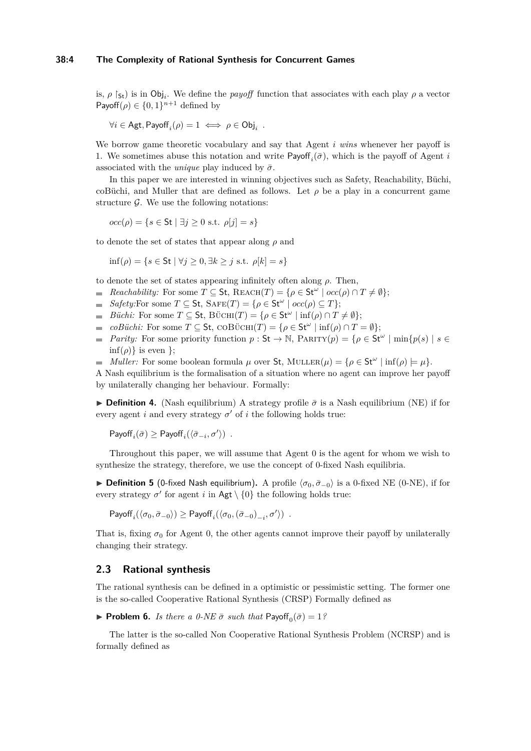is, $\rho \restriction_{\mathsf{St}})$ is in $\mathsf{Obj}_i$. We define the *payoff* function that associates with each play $\rho$ a vector $\mathsf{Payoff}(\rho) \in \{0,1\}^{n+1}$ defined by

$$\forall i \in \mathsf{Agt}, \mathsf{Payoff}_i(\rho) = 1 \iff \rho \in \mathsf{Obj}_i \ .$$

We borrow game theoretic vocabulary and say that Agent $i$ *wins* whenever her payoff is 1. We sometimes abuse this notation and write $\mathsf{Payoff}_i(\bar{\sigma})$, which is the payoff of Agent $i$ associated with the *unique* play induced by $\bar{\sigma}$.

In this paper we are interested in winning objectives such as Safety, Reachability, Büchi, coBüchi, and Muller that are defined as follows. Let $\rho$ be a play in a concurrent game structure $\mathcal{G}$. We use the following notations:

$$occ(\rho) = \{s \in \mathsf{St} \mid \exists j \geq 0 \text{ s.t. } \rho[j] = s\}$$

to denote the set of states that appear along $\rho$ and

$$\inf(\rho) = \{s \in \mathsf{St} \mid \forall j \geq 0, \exists k \geq j \text{ s.t. } \rho[k] = s\}$$

to denote the set of states appearing infinitely often along $\rho$. Then,

- *Reachability:* For some $T \subseteq \mathsf{St}$, $\textsc{Reach}(T) = \{\rho \in \mathsf{St}^\omega \mid occ(\rho) \cap T \neq \emptyset\}$;
- *Safety:*For some $T \subseteq \mathsf{St}$, $\textsc{Safe}(T) = \{\rho \in \mathsf{St}^\omega \mid occ(\rho) \subseteq T\}$;
- *Büchi:* For some $T \subseteq \mathsf{St}$, $\textsc{Büchi}(T) = \{\rho \in \mathsf{St}^\omega \mid \inf(\rho) \cap T \neq \emptyset\}$;
- *coBüchi:* For some $T \subseteq \mathsf{St}$, $\textsc{coBüchi}(T) = \{\rho \in \mathsf{St}^\omega \mid \inf(\rho) \cap T = \emptyset\}$;
- *Parity:* For some priority function $p : \mathsf{St} \to \mathbb{N}$, $\textsc{Parity}(p) = \{\rho \in \mathsf{St}^\omega \mid \min\{p(s) \mid s \in \inf(\rho)\}$ is even $\}$;
- *Muller:* For some boolean formula $\mu$ over $\mathsf{St}$, $\textsc{Muller}(\mu) = \{\rho \in \mathsf{St}^\omega \mid \inf(\rho) \models \mu\}$.

A Nash equilibrium is the formalisation of a situation where no agent can improve her payoff by unilaterally changing her behaviour. Formally:

▶ **Definition 4.** (Nash equilibrium) A strategy profile $\bar{\sigma}$ is a Nash equilibrium (NE) if for every agent $i$ and every strategy $\sigma'$ of $i$ the following holds true:

$$\mathsf{Payoff}_i(\bar{\sigma}) \geq \mathsf{Payoff}_i(\langle \bar{\sigma}_{-i}, \sigma' \rangle) \ .$$

Throughout this paper, we will assume that Agent 0 is the agent for whom we wish to synthesize the strategy, therefore, we use the concept of 0-fixed Nash equilibria.

▶ **Definition 5** (0-fixed Nash equilibrium)**.** A profile $\langle \sigma_0, \bar{\sigma}_{-0} \rangle$ is a 0-fixed NE (0-NE), if for every strategy $\sigma'$ for agent $i$ in $\mathsf{Agt} \setminus \{0\}$ the following holds true:

$$\mathsf{Payoff}_i(\langle \sigma_0, \bar{\sigma}_{-0} \rangle) \geq \mathsf{Payoff}_i(\langle \sigma_0, (\bar{\sigma}_{-0})_{-i}, \sigma' \rangle) \ .$$

That is, fixing $\sigma_0$ for Agent 0, the other agents cannot improve their payoff by unilaterally changing their strategy.

## 2.3 Rational synthesis

The rational synthesis can be defined in a optimistic or pessimistic setting. The former one is the so-called Cooperative Rational Synthesis (CRSP) Formally defined as

▶ **Problem 6.** *Is there a 0-NE $\bar{\sigma}$ such that $\mathsf{Payoff}_0(\bar{\sigma}) = 1$?*

The latter is the so-called Non Cooperative Rational Synthesis Problem (NCRSP) and is formally defined as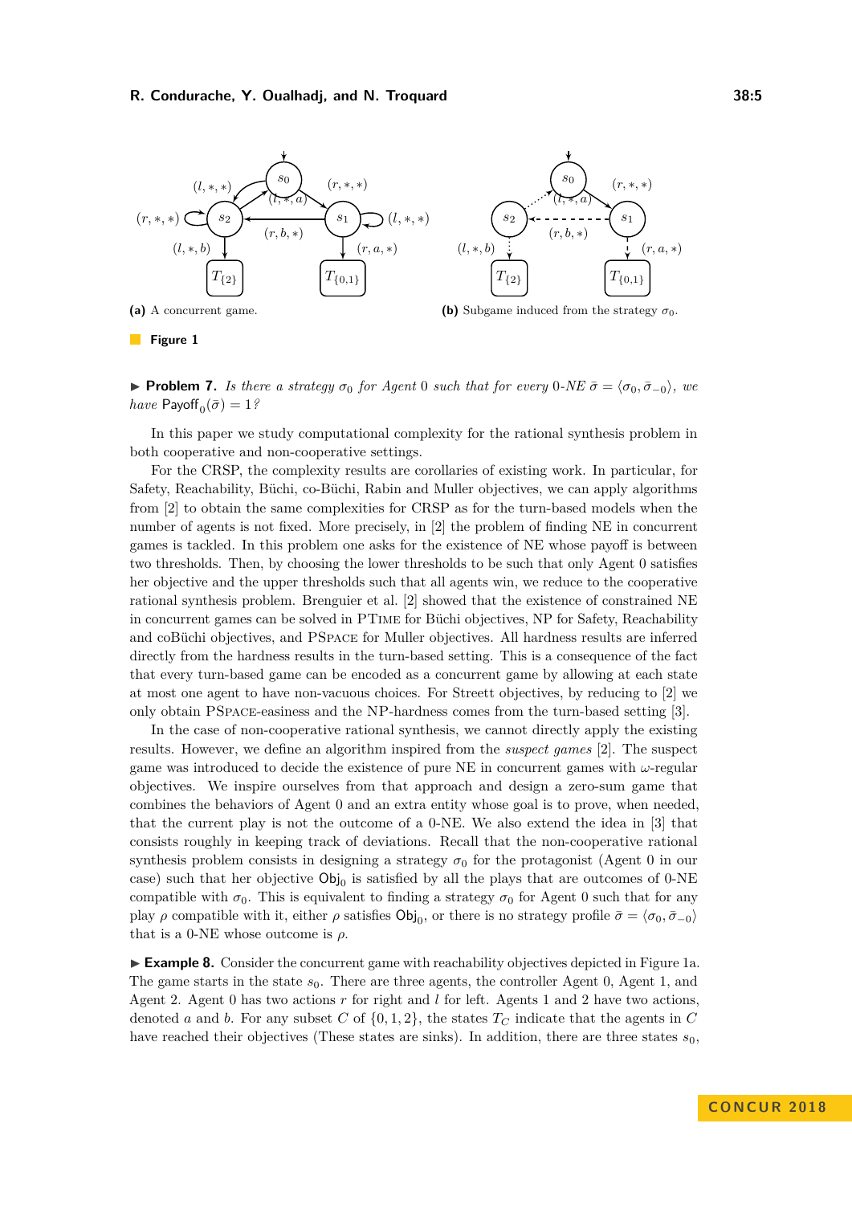(a) A concurrent game.

(b) Subgame induced from the strategy $\sigma_0$.

**Figure 1**

▶ **Problem 7.** *Is there a strategy $\sigma_0$ for Agent 0 such that for every 0-NE $\bar{\sigma} = \langle \sigma_0, \bar{\sigma}_{-0} \rangle$, we have* $\mathsf{Payoff}_0(\bar{\sigma}) = 1$*?*

In this paper we study computational complexity for the rational synthesis problem in both cooperative and non-cooperative settings.

For the CRSP, the complexity results are corollaries of existing work. In particular, for Safety, Reachability, Büchi, co-Büchi, Rabin and Muller objectives, we can apply algorithms from [2] to obtain the same complexities for CRSP as for the turn-based models when the number of agents is not fixed. More precisely, in [2] the problem of finding NE in concurrent games is tackled. In this problem one asks for the existence of NE whose payoff is between two thresholds. Then, by choosing the lower thresholds to be such that only Agent 0 satisfies her objective and the upper thresholds such that all agents win, we reduce to the cooperative rational synthesis problem. Brenguier et al. [2] showed that the existence of constrained NE in concurrent games can be solved in PTime for Büchi objectives, NP for Safety, Reachability and coBüchi objectives, and PSpace for Muller objectives. All hardness results are inferred directly from the hardness results in the turn-based setting. This is a consequence of the fact that every turn-based game can be encoded as a concurrent game by allowing at each state at most one agent to have non-vacuous choices. For Streett objectives, by reducing to [2] we only obtain PSpace-easiness and the NP-hardness comes from the turn-based setting [3].

In the case of non-cooperative rational synthesis, we cannot directly apply the existing results. However, we define an algorithm inspired from the *suspect games* [2]. The suspect game was introduced to decide the existence of pure NE in concurrent games with $\omega$-regular objectives. We inspire ourselves from that approach and design a zero-sum game that combines the behaviors of Agent 0 and an extra entity whose goal is to prove, when needed, that the current play is not the outcome of a 0-NE. We also extend the idea in [3] that consists roughly in keeping track of deviations. Recall that the non-cooperative rational synthesis problem consists in designing a strategy $\sigma_0$ for the protagonist (Agent 0 in our case) such that her objective $\mathsf{Obj}_0$ is satisfied by all the plays that are outcomes of 0-NE compatible with $\sigma_0$. This is equivalent to finding a strategy $\sigma_0$ for Agent 0 such that for any play $\rho$ compatible with it, either $\rho$ satisfies $\mathsf{Obj}_0$, or there is no strategy profile $\bar{\sigma} = \langle \sigma_0, \bar{\sigma}_{-0} \rangle$ that is a 0-NE whose outcome is $\rho$.

▶ **Example 8.** Consider the concurrent game with reachability objectives depicted in Figure 1a. The game starts in the state $s_0$. There are three agents, the controller Agent 0, Agent 1, and Agent 2. Agent 0 has two actions $r$ for right and $l$ for left. Agents 1 and 2 have two actions, denoted $a$ and $b$. For any subset $C$ of $\{0, 1, 2\}$, the states $T_C$ indicate that the agents in $C$ have reached their objectives (These states are sinks). In addition, there are three states $s_0$,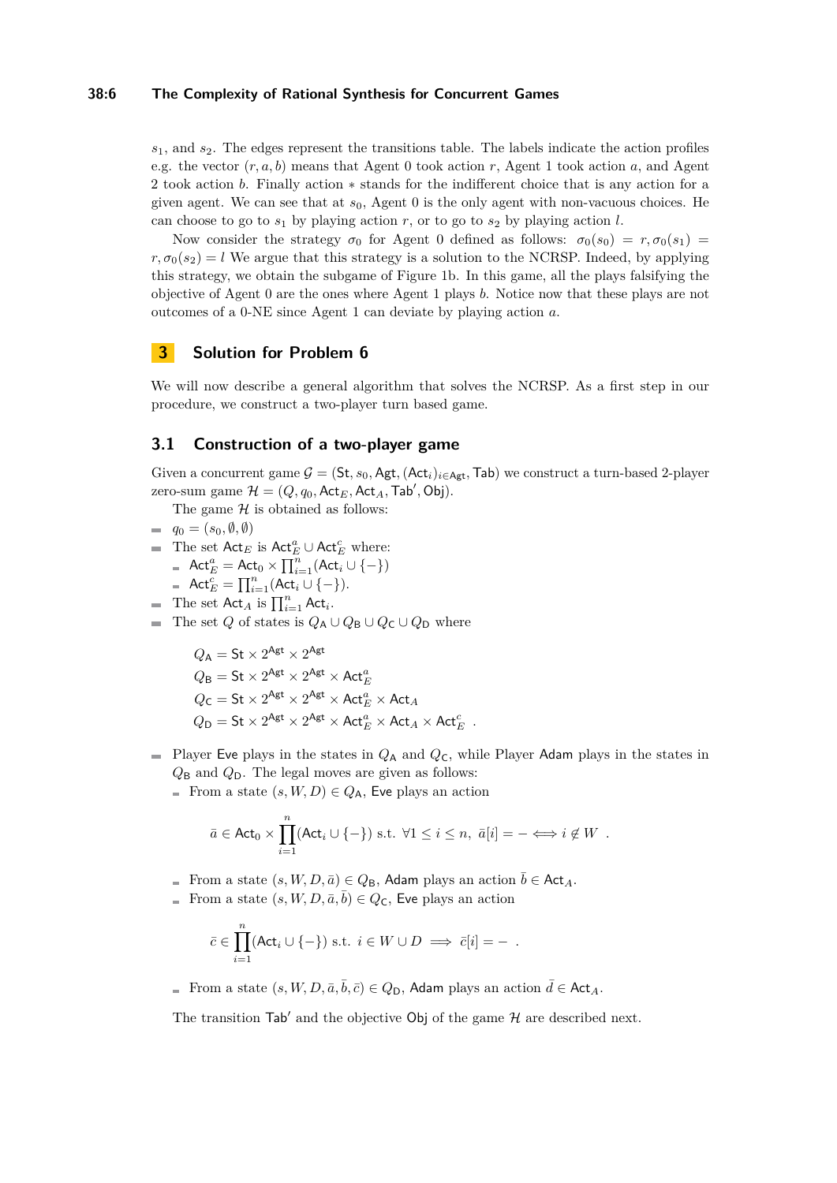$s_1$, and $s_2$. The edges represent the transitions table. The labels indicate the action profiles e.g. the vector $(r, a, b)$ means that Agent 0 took action $r$, Agent 1 took action $a$, and Agent 2 took action $b$. Finally action $*$ stands for the indifferent choice that is any action for a given agent. We can see that at $s_0$, Agent 0 is the only agent with non-vacuous choices. He can choose to go to $s_1$ by playing action $r$, or to go to $s_2$ by playing action $l$.

Now consider the strategy $\sigma_0$ for Agent 0 defined as follows: $\sigma_0(s_0) = r, \sigma_0(s_1) = r, \sigma_0(s_2) = l$ We argue that this strategy is a solution to the NCRSP. Indeed, by applying this strategy, we obtain the subgame of Figure 1b. In this game, all the plays falsifying the objective of Agent 0 are the ones where Agent 1 plays $b$. Notice now that these plays are not outcomes of a 0-NE since Agent 1 can deviate by playing action $a$.

## 3 Solution for Problem 6

We will now describe a general algorithm that solves the NCRSP. As a first step in our procedure, we construct a two-player turn based game.

### 3.1 Construction of a two-player game

Given a concurrent game $\mathcal{G} = (\mathsf{St}, s_0, \mathsf{Agt}, (\mathsf{Act}_i)_{i \in \mathsf{Agt}}, \mathsf{Tab})$ we construct a turn-based 2-player zero-sum game $\mathcal{H} = (Q, q_0, \mathsf{Act}_E, \mathsf{Act}_A, \mathsf{Tab}', \mathsf{Obj})$.

The game $\mathcal{H}$ is obtained as follows:

- $q_0 = (s_0, \emptyset, \emptyset)$
- The set $\mathsf{Act}_E$ is $\mathsf{Act}_E^a \cup \mathsf{Act}_E^c$ where:
  - $\mathsf{Act}_E^a = \mathsf{Act}_0 \times \prod_{i=1}^n (\mathsf{Act}_i \cup \{-\})$
  - $\mathsf{Act}_E^c = \prod_{i=1}^n (\mathsf{Act}_i \cup \{-\})$.
- The set $\mathsf{Act}_A$ is $\prod_{i=1}^n \mathsf{Act}_i$.
- The set $Q$ of states is $Q_\mathsf{A} \cup Q_\mathsf{B} \cup Q_\mathsf{C} \cup Q_\mathsf{D}$ where

$$
\begin{aligned}
Q_\mathsf{A} &= \mathsf{St} \times 2^{\mathsf{Agt}} \times 2^{\mathsf{Agt}} \\
Q_\mathsf{B} &= \mathsf{St} \times 2^{\mathsf{Agt}} \times 2^{\mathsf{Agt}} \times \mathsf{Act}_E^a \\
Q_\mathsf{C} &= \mathsf{St} \times 2^{\mathsf{Agt}} \times 2^{\mathsf{Agt}} \times \mathsf{Act}_E^a \times \mathsf{Act}_A \\
Q_\mathsf{D} &= \mathsf{St} \times 2^{\mathsf{Agt}} \times 2^{\mathsf{Agt}} \times \mathsf{Act}_E^a \times \mathsf{Act}_A \times \mathsf{Act}_E^c \ .
\end{aligned}
$$

- Player Eve plays in the states in $Q_\mathsf{A}$ and $Q_\mathsf{C}$, while Player Adam plays in the states in $Q_\mathsf{B}$ and $Q_\mathsf{D}$. The legal moves are given as follows:
  - From a state $(s, W, D) \in Q_\mathsf{A}$, Eve plays an action

$$
\bar{a} \in \mathsf{Act}_0 \times \prod_{i=1}^{n} (\mathsf{Act}_i \cup \{-\}) \text{ s.t. } \forall 1 \leq i \leq n,\ \bar{a}[i] = - \iff i \notin W \ .
$$

  - From a state $(s, W, D, \bar{a}) \in Q_\mathsf{B}$, Adam plays an action $\bar{b} \in \mathsf{Act}_A$.
  - From a state $(s, W, D, \bar{a}, \bar{b}) \in Q_\mathsf{C}$, Eve plays an action

$$
\bar{c} \in \prod_{i=1}^{n} (\mathsf{Act}_i \cup \{-\}) \text{ s.t. } i \in W \cup D \implies \bar{c}[i] = - \ .
$$

  - From a state $(s, W, D, \bar{a}, \bar{b}, \bar{c}) \in Q_\mathsf{D}$, Adam plays an action $\bar{d} \in \mathsf{Act}_A$.

The transition $\mathsf{Tab}'$ and the objective $\mathsf{Obj}$ of the game $\mathcal{H}$ are described next.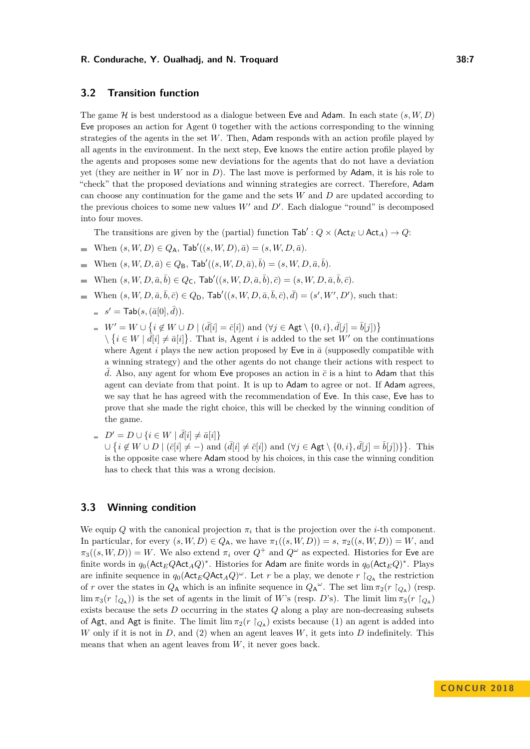## 3.2 Transition function

The game $\mathcal{H}$ is best understood as a dialogue between Eve and Adam. In each state $(s, W, D)$ Eve proposes an action for Agent 0 together with the actions corresponding to the winning strategies of the agents in the set $W$. Then, Adam responds with an action profile played by all agents in the environment. In the next step, Eve knows the entire action profile played by the agents and proposes some new deviations for the agents that do not have a deviation yet (they are neither in $W$ nor in $D$). The last move is performed by Adam, it is his role to "check" that the proposed deviations and winning strategies are correct. Therefore, Adam can choose any continuation for the game and the sets $W$ and $D$ are updated according to the previous choices to some new values $W'$ and $D'$. Each dialogue "round" is decomposed into four moves.

The transitions are given by the (partial) function $\mathsf{Tab}' : Q \times (\mathsf{Act}_E \cup \mathsf{Act}_A) \to Q$:

- When $(s, W, D) \in Q_\mathsf{A}$, $\mathsf{Tab}'((s, W, D), \bar{a}) = (s, W, D, \bar{a})$.
- When $(s, W, D, \bar{a}) \in Q_\mathsf{B}$, $\mathsf{Tab}'((s, W, D, \bar{a}), \bar{b}) = (s, W, D, \bar{a}, \bar{b})$.
- When $(s, W, D, \bar{a}, \bar{b}) \in Q_\mathsf{C}$, $\mathsf{Tab}'((s, W, D, \bar{a}, \bar{b}), \bar{c}) = (s, W, D, \bar{a}, \bar{b}, \bar{c})$.
- When $(s, W, D, \bar{a}, \bar{b}, \bar{c}) \in Q_\mathsf{D}$, $\mathsf{Tab}'((s, W, D, \bar{a}, \bar{b}, \bar{c}), \bar{d}) = (s', W', D')$, such that:
  - $s' = \mathsf{Tab}(s, (\bar{a}[0], \bar{d}))$.
  - $W' = W \cup \{i \notin W \cup D \mid (\bar{d}[i] = \bar{c}[i]) \text{ and } (\forall j \in \mathsf{Agt} \setminus \{0, i\}, \bar{d}[j] = \bar{b}[j])\}$ $\setminus \{i \in W \mid \bar{d}[i] \neq \bar{a}[i]\}$. That is, Agent $i$ is added to the set $W'$ on the continuations where Agent $i$ plays the new action proposed by Eve in $\bar{a}$ (supposedly compatible with a winning strategy) and the other agents do not change their actions with respect to $\bar{d}$. Also, any agent for whom Eve proposes an action in $\bar{c}$ is a hint to Adam that this agent can deviate from that point. It is up to Adam to agree or not. If Adam agrees, we say that he has agreed with the recommendation of Eve. In this case, Eve has to prove that she made the right choice, this will be checked by the winning condition of the game.
  - $D' = D \cup \{i \in W \mid \bar{d}[i] \neq \bar{a}[i]\}$ $\cup \{i \notin W \cup D \mid (\bar{c}[i] \neq -) \text{ and } (\bar{d}[i] \neq \bar{c}[i]) \text{ and } (\forall j \in \mathsf{Agt} \setminus \{0, i\}, \bar{d}[j] = \bar{b}[j])\}$. This is the opposite case where Adam stood by his choices, in this case the winning condition has to check that this was a wrong decision.

## 3.3 Winning condition

We equip $Q$ with the canonical projection $\pi_i$ that is the projection over the $i$-th component. In particular, for every $(s, W, D) \in Q_\mathsf{A}$, we have $\pi_1((s, W, D)) = s$, $\pi_2((s, W, D)) = W$, and $\pi_3((s, W, D)) = W$. We also extend $\pi_i$ over $Q^+$ and $Q^\omega$ as expected. Histories for Eve are finite words in $q_0(\mathsf{Act}_E Q \mathsf{Act}_A Q)^*$. Histories for Adam are finite words in $q_0(\mathsf{Act}_E Q)^*$. Plays are infinite sequence in $q_0(\mathsf{Act}_E Q \mathsf{Act}_A Q)^\omega$. Let $r$ be a play, we denote $r \restriction_{Q_\mathsf{A}}$ the restriction of $r$ over the states in $Q_\mathsf{A}$ which is an infinite sequence in ${Q_\mathsf{A}}^\omega$. The set $\lim \pi_2(r \restriction_{Q_\mathsf{A}})$ (resp. $\lim \pi_3(r \restriction_{Q_\mathsf{A}})$) is the set of agents in the limit of $W$'s (resp. $D$'s). The limit $\lim \pi_3(r \restriction_{Q_\mathsf{A}})$ exists because the sets $D$ occurring in the states $Q$ along a play are non-decreasing subsets of $\mathsf{Agt}$, and $\mathsf{Agt}$ is finite. The limit $\lim \pi_2(r \restriction_{Q_\mathsf{A}})$ exists because (1) an agent is added into $W$ only if it is not in $D$, and (2) when an agent leaves $W$, it gets into $D$ indefinitely. This means that when an agent leaves from $W$, it never goes back.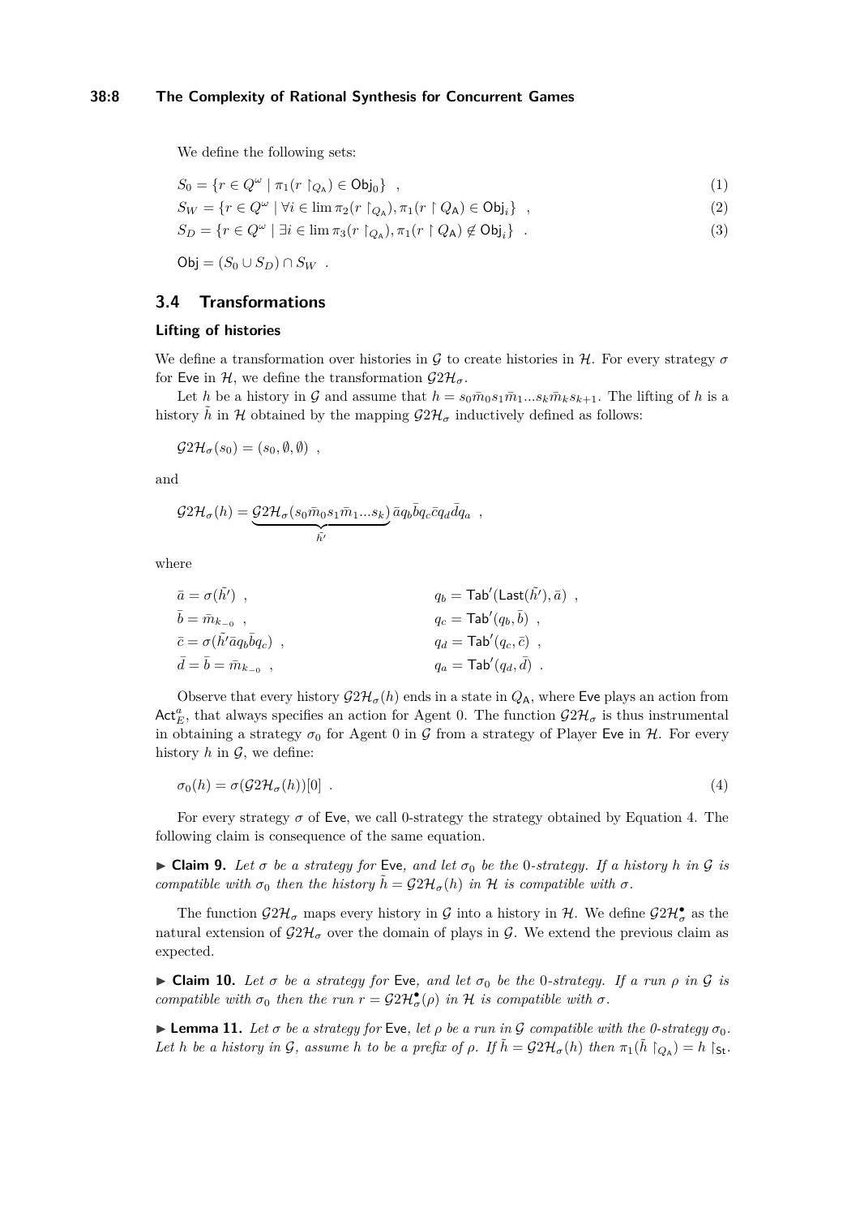We define the following sets:

$$S_0 = \{r \in Q^\omega \mid \pi_1(r \restriction_{Q_\mathsf{A}}) \in \mathsf{Obj}_0\} \ \ , \tag{1}$$

$$S_W = \{r \in Q^\omega \mid \forall i \in \lim \pi_2(r \restriction_{Q_\mathsf{A}}), \pi_1(r \restriction Q_\mathsf{A}) \in \mathsf{Obj}_i\} \ \ , \tag{2}$$

$$S_D = \{r \in Q^\omega \mid \exists i \in \lim \pi_3(r \restriction_{Q_\mathsf{A}}), \pi_1(r \restriction Q_\mathsf{A}) \notin \mathsf{Obj}_i\} \ \ . \tag{3}$$

$$\mathsf{Obj} = (S_0 \cup S_D) \cap S_W \ \ .$$

## 3.4 Transformations

### Lifting of histories

We define a transformation over histories in $\mathcal{G}$ to create histories in $\mathcal{H}$. For every strategy $\sigma$ for Eve in $\mathcal{H}$, we define the transformation $\mathcal{G}2\mathcal{H}_\sigma$.

Let $h$ be a history in $\mathcal{G}$ and assume that $h = s_0\bar{m}_0 s_1 \bar{m}_1 ... s_k \bar{m}_k s_{k+1}$. The lifting of $h$ is a history $\tilde{h}$ in $\mathcal{H}$ obtained by the mapping $\mathcal{G}2\mathcal{H}_\sigma$ inductively defined as follows:

$$\mathcal{G}2\mathcal{H}_\sigma(s_0) = (s_0, \emptyset, \emptyset) \ \ ,$$

and

$$\mathcal{G}2\mathcal{H}_\sigma(h) = \underbrace{\mathcal{G}2\mathcal{H}_\sigma(s_0\bar{m}_0 s_1 \bar{m}_1 ... s_k)}_{\tilde{h}'} \bar{a} q_b \bar{b} q_c \bar{c} q_d \bar{d} q_a \ \ ,$$

where

$$\bar{a} = \sigma(\tilde{h}') \ , \qquad q_b = \mathsf{Tab}'(\mathsf{Last}(\tilde{h}'), \bar{a}) \ ,$$
$$\bar{b} = \bar{m}_{k_{-0}} \ , \qquad q_c = \mathsf{Tab}'(q_b, \bar{b}) \ ,$$
$$\bar{c} = \sigma(\tilde{h}'\bar{a} q_b \bar{b} q_c) \ , \qquad q_d = \mathsf{Tab}'(q_c, \bar{c}) \ ,$$
$$\bar{d} = \bar{b} = \bar{m}_{k_{-0}} \ , \qquad q_a = \mathsf{Tab}'(q_d, \bar{d}) \ .$$

Observe that every history $\mathcal{G}2\mathcal{H}_\sigma(h)$ ends in a state in $Q_\mathsf{A}$, where Eve plays an action from $\mathsf{Act}_E^a$, that always specifies an action for Agent 0. The function $\mathcal{G}2\mathcal{H}_\sigma$ is thus instrumental in obtaining a strategy $\sigma_0$ for Agent 0 in $\mathcal{G}$ from a strategy of Player Eve in $\mathcal{H}$. For every history $h$ in $\mathcal{G}$, we define:

$$\sigma_0(h) = \sigma(\mathcal{G}2\mathcal{H}_\sigma(h))[0] \ \ . \tag{4}$$

For every strategy $\sigma$ of Eve, we call 0-strategy the strategy obtained by Equation 4. The following claim is consequence of the same equation.

▶ **Claim 9.** *Let $\sigma$ be a strategy for Eve, and let $\sigma_0$ be the 0-strategy. If a history $h$ in $\mathcal{G}$ is compatible with $\sigma_0$ then the history $\tilde{h} = \mathcal{G}2\mathcal{H}_\sigma(h)$ in $\mathcal{H}$ is compatible with $\sigma$.*

The function $\mathcal{G}2\mathcal{H}_\sigma$ maps every history in $\mathcal{G}$ into a history in $\mathcal{H}$. We define $\mathcal{G}2\mathcal{H}_\sigma^\bullet$ as the natural extension of $\mathcal{G}2\mathcal{H}_\sigma$ over the domain of plays in $\mathcal{G}$. We extend the previous claim as expected.

▶ **Claim 10.** *Let $\sigma$ be a strategy for Eve, and let $\sigma_0$ be the 0-strategy. If a run $\rho$ in $\mathcal{G}$ is compatible with $\sigma_0$ then the run $r = \mathcal{G}2\mathcal{H}_\sigma^\bullet(\rho)$ in $\mathcal{H}$ is compatible with $\sigma$.*

▶ **Lemma 11.** *Let $\sigma$ be a strategy for Eve, let $\rho$ be a run in $\mathcal{G}$ compatible with the 0-strategy $\sigma_0$. Let $h$ be a history in $\mathcal{G}$, assume $h$ to be a prefix of $\rho$. If $\tilde{h} = \mathcal{G}2\mathcal{H}_\sigma(h)$ then $\pi_1(\tilde{h} \restriction_{Q_\mathsf{A}}) = h \restriction_{\mathsf{St}}$.*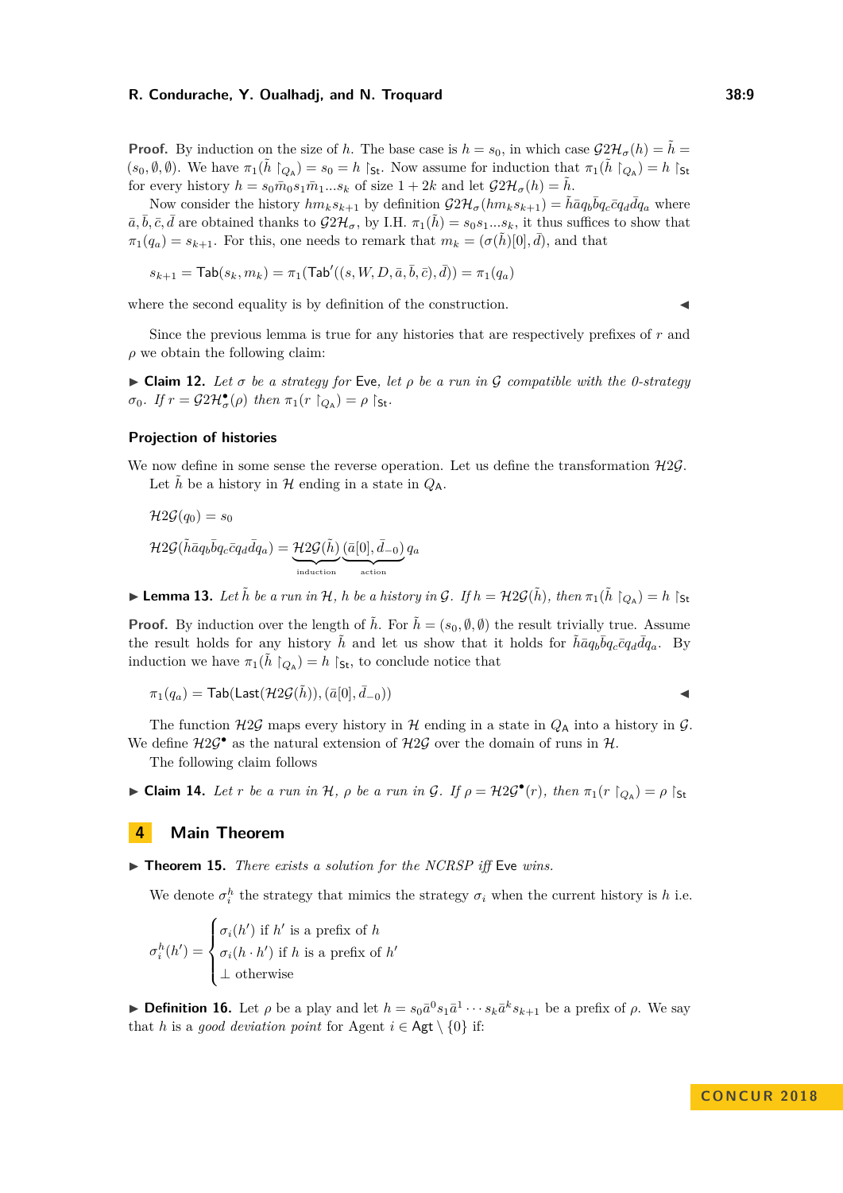**Proof.** By induction on the size of $h$. The base case is $h = s_0$, in which case $\mathcal{G}2\mathcal{H}_\sigma(h) = \tilde{h} = (s_0, \emptyset, \emptyset)$. We have $\pi_1(\tilde{h} \restriction_{Q_\mathsf{A}}) = s_0 = h \restriction_\mathsf{St}$. Now assume for induction that $\pi_1(\tilde{h} \restriction_{Q_\mathsf{A}}) = h \restriction_\mathsf{St}$ for every history $h = s_0\bar{m}_0 s_1 \bar{m}_1 ... s_k$ of size $1 + 2k$ and let $\mathcal{G}2\mathcal{H}_\sigma(h) = \tilde{h}$.

Now consider the history $hm_k s_{k+1}$ by definition $\mathcal{G}2\mathcal{H}_\sigma(hm_k s_{k+1}) = \tilde{h}\bar{a}q_b\bar{b}q_c\bar{c}q_d\bar{d}q_a$ where $\bar{a}, \bar{b}, \bar{c}, \bar{d}$ are obtained thanks to $\mathcal{G}2\mathcal{H}_\sigma$, by I.H. $\pi_1(\tilde{h}) = s_0 s_1 ... s_k$, it thus suffices to show that $\pi_1(q_a) = s_{k+1}$. For this, one needs to remark that $m_k = (\sigma(\tilde{h})[0], \bar{d})$, and that

$$s_{k+1} = \mathsf{Tab}(s_k, m_k) = \pi_1(\mathsf{Tab}'((s, W, D, \bar{a}, \bar{b}, \bar{c}), \bar{d})) = \pi_1(q_a)$$

where the second equality is by definition of the construction. ◀

Since the previous lemma is true for any histories that are respectively prefixes of $r$ and $\rho$ we obtain the following claim:

▶ **Claim 12.** *Let $\sigma$ be a strategy for* Eve*, let $\rho$ be a run in $\mathcal{G}$ compatible with the 0-strategy $\sigma_0$. If $r = \mathcal{G}2\mathcal{H}^\bullet_\sigma(\rho)$ then $\pi_1(r \restriction_{Q_\mathsf{A}}) = \rho \restriction_\mathsf{St}$.*

### Projection of histories

We now define in some sense the reverse operation. Let us define the transformation $\mathcal{H}2\mathcal{G}$.

Let $\tilde{h}$ be a history in $\mathcal{H}$ ending in a state in $Q_\mathsf{A}$.

$$\mathcal{H}2\mathcal{G}(q_0) = s_0$$

$$\mathcal{H}2\mathcal{G}(\tilde{h}\bar{a}q_b\bar{b}q_c\bar{c}q_d\bar{d}q_a) = \underbrace{\mathcal{H}2\mathcal{G}(\tilde{h})}_{\text{induction}}\underbrace{(\bar{a}[0], \bar{d}_{-0})}_{\text{action}}q_a$$

▶ **Lemma 13.** *Let $\tilde{h}$ be a run in $\mathcal{H}$, $h$ be a history in $\mathcal{G}$. If $h = \mathcal{H}2\mathcal{G}(\tilde{h})$, then $\pi_1(\tilde{h} \restriction_{Q_\mathsf{A}}) = h \restriction_\mathsf{St}$*

**Proof.** By induction over the length of $\tilde{h}$. For $\tilde{h} = (s_0, \emptyset, \emptyset)$ the result trivially true. Assume the result holds for any history $\tilde{h}$ and let us show that it holds for $\tilde{h}\bar{a}q_b\bar{b}q_c\bar{c}q_d\bar{d}q_a$. By induction we have $\pi_1(\tilde{h} \restriction_{Q_\mathsf{A}}) = h \restriction_\mathsf{St}$, to conclude notice that

$$\pi_1(q_a) = \mathsf{Tab}(\mathsf{Last}(\mathcal{H}2\mathcal{G}(\tilde{h})), (\bar{a}[0], \bar{d}_{-0}))$$ ◀

The function $\mathcal{H}2\mathcal{G}$ maps every history in $\mathcal{H}$ ending in a state in $Q_\mathsf{A}$ into a history in $\mathcal{G}$. We define $\mathcal{H}2\mathcal{G}^\bullet$ as the natural extension of $\mathcal{H}2\mathcal{G}$ over the domain of runs in $\mathcal{H}$.

The following claim follows

▶ **Claim 14.** *Let $r$ be a run in $\mathcal{H}$, $\rho$ be a run in $\mathcal{G}$. If $\rho = \mathcal{H}2\mathcal{G}^\bullet(r)$, then $\pi_1(r \restriction_{Q_\mathsf{A}}) = \rho \restriction_\mathsf{St}$*

## 4 Main Theorem

▶ **Theorem 15.** *There exists a solution for the NCRSP iff* Eve *wins.*

We denote $\sigma_i^h$ the strategy that mimics the strategy $\sigma_i$ when the current history is $h$ i.e.

$$\sigma_i^h(h') = \begin{cases} \sigma_i(h') \text{ if } h' \text{ is a prefix of } h \\ \sigma_i(h \cdot h') \text{ if } h \text{ is a prefix of } h' \\ \bot \text{ otherwise} \end{cases}$$

▶ **Definition 16.** Let $\rho$ be a play and let $h = s_0\bar{a}^0 s_1\bar{a}^1 \cdots s_k\bar{a}^k s_{k+1}$ be a prefix of $\rho$. We say that $h$ is a *good deviation point* for Agent $i \in \mathsf{Agt} \setminus \{0\}$ if: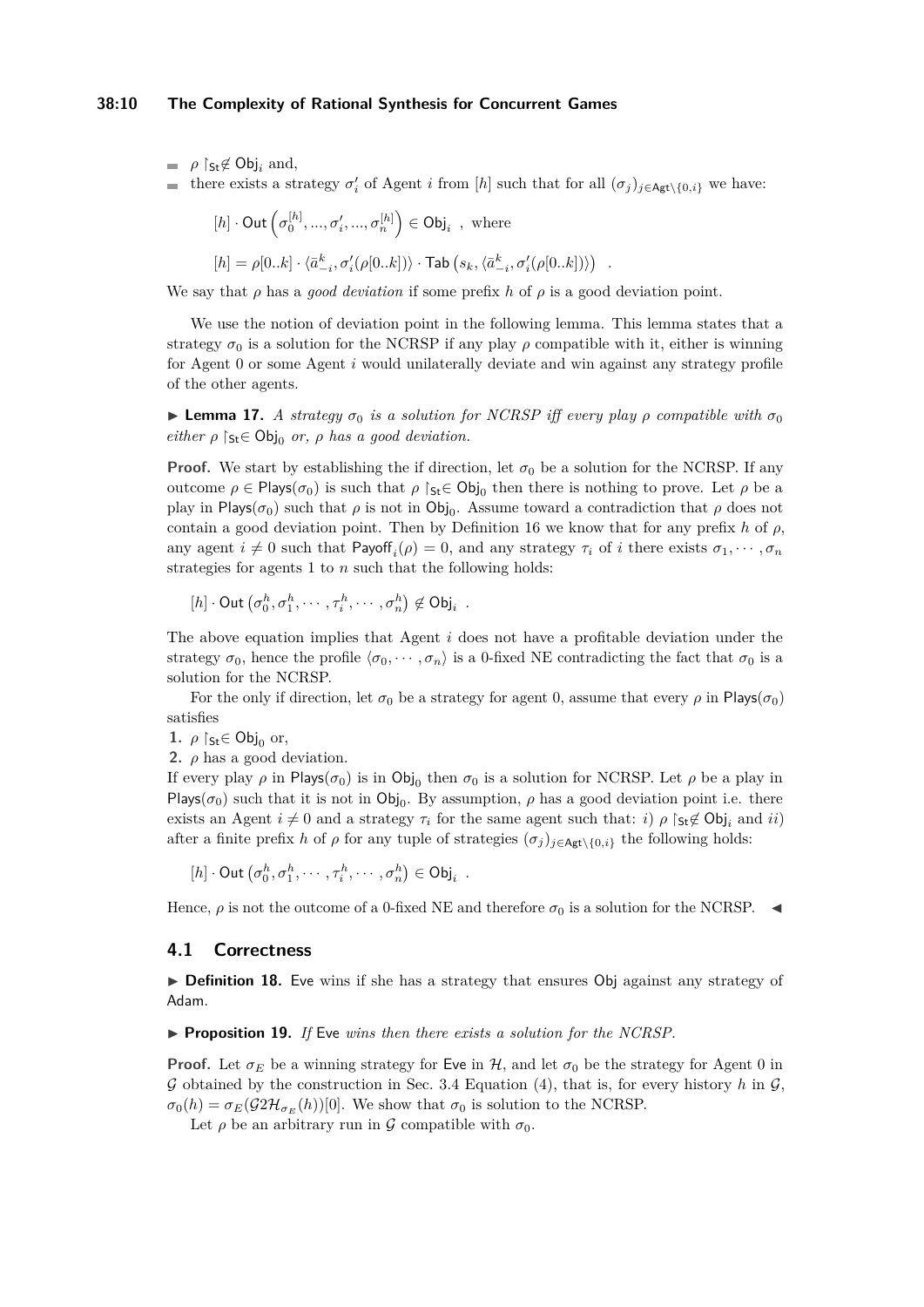- $\rho \restriction_{\mathsf{St}} \notin \mathsf{Obj}_i$ and,
- there exists a strategy $\sigma_i'$ of Agent $i$ from $[h]$ such that for all $(\sigma_j)_{j \in \mathsf{Agt} \setminus \{0,i\}}$ we have:

$$[h] \cdot \mathsf{Out}\left(\sigma_0^{[h]}, ..., \sigma_i', ..., \sigma_n^{[h]}\right) \in \mathsf{Obj}_i \ \text{, where}$$

$$[h] = \rho[0..k] \cdot \langle \bar{a}_{-i}^k, \sigma_i'(\rho[0..k]) \rangle \cdot \mathsf{Tab}\left(s_k, \langle \bar{a}_{-i}^k, \sigma_i'(\rho[0..k]) \rangle\right) \ .$$

We say that $\rho$ has a *good deviation* if some prefix $h$ of $\rho$ is a good deviation point.

We use the notion of deviation point in the following lemma. This lemma states that a strategy $\sigma_0$ is a solution for the NCRSP if any play $\rho$ compatible with it, either is winning for Agent 0 or some Agent $i$ would unilaterally deviate and win against any strategy profile of the other agents.

▶ **Lemma 17.** *A strategy $\sigma_0$ is a solution for NCRSP iff every play $\rho$ compatible with $\sigma_0$ either $\rho \restriction_{\mathsf{St}} \in \mathsf{Obj}_0$ or, $\rho$ has a good deviation.*

**Proof.** We start by establishing the if direction, let $\sigma_0$ be a solution for the NCRSP. If any outcome $\rho \in \mathsf{Plays}(\sigma_0)$ is such that $\rho \restriction_{\mathsf{St}} \in \mathsf{Obj}_0$ then there is nothing to prove. Let $\rho$ be a play in $\mathsf{Plays}(\sigma_0)$ such that $\rho$ is not in $\mathsf{Obj}_0$. Assume toward a contradiction that $\rho$ does not contain a good deviation point. Then by Definition 16 we know that for any prefix $h$ of $\rho$, any agent $i \neq 0$ such that $\mathsf{Payoff}_i(\rho) = 0$, and any strategy $\tau_i$ of $i$ there exists $\sigma_1, \cdots, \sigma_n$ strategies for agents 1 to $n$ such that the following holds:

$$[h] \cdot \mathsf{Out}\left(\sigma_0^h, \sigma_1^h, \cdots, \tau_i^h, \cdots, \sigma_n^h\right) \notin \mathsf{Obj}_i \ .$$

The above equation implies that Agent $i$ does not have a profitable deviation under the strategy $\sigma_0$, hence the profile $\langle \sigma_0, \cdots, \sigma_n \rangle$ is a 0-fixed NE contradicting the fact that $\sigma_0$ is a solution for the NCRSP.

For the only if direction, let $\sigma_0$ be a strategy for agent 0, assume that every $\rho$ in $\mathsf{Plays}(\sigma_0)$ satisfies

1. $\rho \restriction_{\mathsf{St}} \in \mathsf{Obj}_0$ or,
2. $\rho$ has a good deviation.

If every play $\rho$ in $\mathsf{Plays}(\sigma_0)$ is in $\mathsf{Obj}_0$ then $\sigma_0$ is a solution for NCRSP. Let $\rho$ be a play in $\mathsf{Plays}(\sigma_0)$ such that it is not in $\mathsf{Obj}_0$. By assumption, $\rho$ has a good deviation point i.e. there exists an Agent $i \neq 0$ and a strategy $\tau_i$ for the same agent such that: *i)* $\rho \restriction_{\mathsf{St}} \notin \mathsf{Obj}_i$ and *ii)* after a finite prefix $h$ of $\rho$ for any tuple of strategies $(\sigma_j)_{j \in \mathsf{Agt} \setminus \{0,i\}}$ the following holds:

$$[h] \cdot \mathsf{Out}\left(\sigma_0^h, \sigma_1^h, \cdots, \tau_i^h, \cdots, \sigma_n^h\right) \in \mathsf{Obj}_i \ .$$

Hence, $\rho$ is not the outcome of a 0-fixed NE and therefore $\sigma_0$ is a solution for the NCRSP. ◀

## 4.1 Correctness

▶ **Definition 18.** Eve wins if she has a strategy that ensures Obj against any strategy of Adam.

▶ **Proposition 19.** *If* Eve *wins then there exists a solution for the NCRSP.*

**Proof.** Let $\sigma_E$ be a winning strategy for Eve in $\mathcal{H}$, and let $\sigma_0$ be the strategy for Agent 0 in $\mathcal{G}$ obtained by the construction in Sec. 3.4 Equation (4), that is, for every history $h$ in $\mathcal{G}$, $\sigma_0(h) = \sigma_E(\mathcal{G}2\mathcal{H}_{\sigma_E}(h))[0]$. We show that $\sigma_0$ is solution to the NCRSP.

Let $\rho$ be an arbitrary run in $\mathcal{G}$ compatible with $\sigma_0$.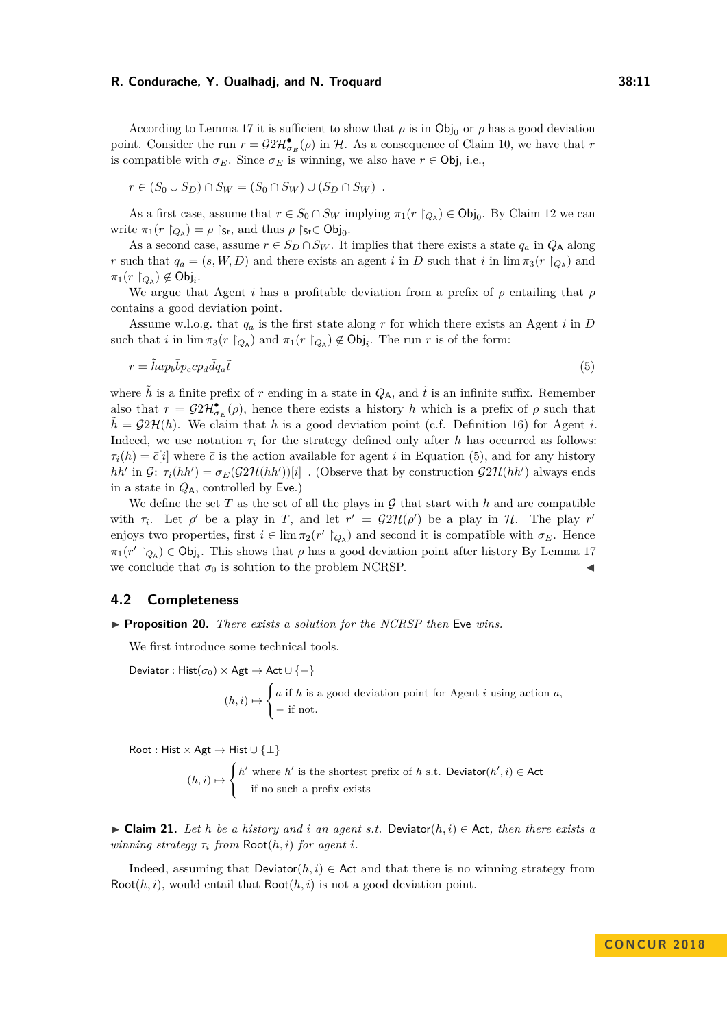According to Lemma 17 it is sufficient to show that $\rho$ is in $\mathsf{Obj}_0$ or $\rho$ has a good deviation point. Consider the run $r = \mathcal{G}2\mathcal{H}^{\bullet}_{\sigma_E}(\rho)$ in $\mathcal{H}$. As a consequence of Claim 10, we have that $r$ is compatible with $\sigma_E$. Since $\sigma_E$ is winning, we also have $r \in \mathsf{Obj}$, i.e.,

$$r \in (S_0 \cup S_D) \cap S_W = (S_0 \cap S_W) \cup (S_D \cap S_W) \ .$$

As a first case, assume that $r \in S_0 \cap S_W$ implying $\pi_1(r \restriction_{Q_\mathsf{A}}) \in \mathsf{Obj}_0$. By Claim 12 we can write $\pi_1(r \restriction_{Q_\mathsf{A}}) = \rho \restriction_{\mathsf{St}}$, and thus $\rho \restriction_{\mathsf{St}} \in \mathsf{Obj}_0$.

As a second case, assume $r \in S_D \cap S_W$. It implies that there exists a state $q_a$ in $Q_\mathsf{A}$ along $r$ such that $q_a = (s, W, D)$ and there exists an agent $i$ in $D$ such that $i$ in $\lim \pi_3(r \restriction_{Q_\mathsf{A}})$ and $\pi_1(r \restriction_{Q_\mathsf{A}}) \notin \mathsf{Obj}_i$.

We argue that Agent $i$ has a profitable deviation from a prefix of $\rho$ entailing that $\rho$ contains a good deviation point.

Assume w.l.o.g. that $q_a$ is the first state along $r$ for which there exists an Agent $i$ in $D$ such that $i$ in $\lim \pi_3(r \restriction_{Q_\mathsf{A}})$ and $\pi_1(r \restriction_{Q_\mathsf{A}}) \notin \mathsf{Obj}_i$. The run $r$ is of the form:

$$r = \tilde{h}\bar{a}p_b\bar{b}p_c\bar{c}p_d\bar{d}q_a\tilde{t} \tag{5}$$

where $\tilde{h}$ is a finite prefix of $r$ ending in a state in $Q_\mathsf{A}$, and $\tilde{t}$ is an infinite suffix. Remember also that $r = \mathcal{G}2\mathcal{H}^{\bullet}_{\sigma_E}(\rho)$, hence there exists a history $h$ which is a prefix of $\rho$ such that $\tilde{h} = \mathcal{G}2\mathcal{H}(h)$. We claim that $h$ is a good deviation point (c.f. Definition 16) for Agent $i$. Indeed, we use notation $\tau_i$ for the strategy defined only after $h$ has occurred as follows: $\tau_i(h) = \bar{c}[i]$ where $\bar{c}$ is the action available for agent $i$ in Equation (5), and for any history $hh'$ in $\mathcal{G}$: $\tau_i(hh') = \sigma_E(\mathcal{G}2\mathcal{H}(hh'))[i]$ . (Observe that by construction $\mathcal{G}2\mathcal{H}(hh')$ always ends in a state in $Q_\mathsf{A}$, controlled by Eve.)

We define the set $T$ as the set of all the plays in $\mathcal{G}$ that start with $h$ and are compatible with $\tau_i$. Let $\rho'$ be a play in $T$, and let $r' = \mathcal{G}2\mathcal{H}(\rho')$ be a play in $\mathcal{H}$. The play $r'$ enjoys two properties, first $i \in \lim \pi_2(r' \restriction_{Q_\mathsf{A}})$ and second it is compatible with $\sigma_E$. Hence $\pi_1(r' \restriction_{Q_\mathsf{A}}) \in \mathsf{Obj}_i$. This shows that $\rho$ has a good deviation point after history By Lemma 17 we conclude that $\sigma_0$ is solution to the problem NCRSP. ◀

## 4.2 Completeness

**▶ Proposition 20.** *There exists a solution for the NCRSP then* Eve *wins.*

We first introduce some technical tools.

$\mathsf{Deviator} : \mathsf{Hist}(\sigma_0) \times \mathsf{Agt} \to \mathsf{Act} \cup \{-\}$

$$(h, i) \mapsto \begin{cases} a \text{ if } h \text{ is a good deviation point for Agent } i \text{ using action } a, \\ - \text{ if not.} \end{cases}$$

$\mathsf{Root} : \mathsf{Hist} \times \mathsf{Agt} \to \mathsf{Hist} \cup \{\perp\}$

$$(h, i) \mapsto \begin{cases} h' \text{ where } h' \text{ is the shortest prefix of } h \text{ s.t. } \mathsf{Deviator}(h', i) \in \mathsf{Act} \\ \perp \text{ if no such a prefix exists} \end{cases}$$

**▶ Claim 21.** *Let $h$ be a history and $i$ an agent s.t.* $\mathsf{Deviator}(h, i) \in \mathsf{Act}$*, then there exists a winning strategy $\tau_i$ from* $\mathsf{Root}(h, i)$ *for agent $i$.*

Indeed, assuming that $\mathsf{Deviator}(h, i) \in \mathsf{Act}$ and that there is no winning strategy from $\mathsf{Root}(h, i)$, would entail that $\mathsf{Root}(h, i)$ is not a good deviation point.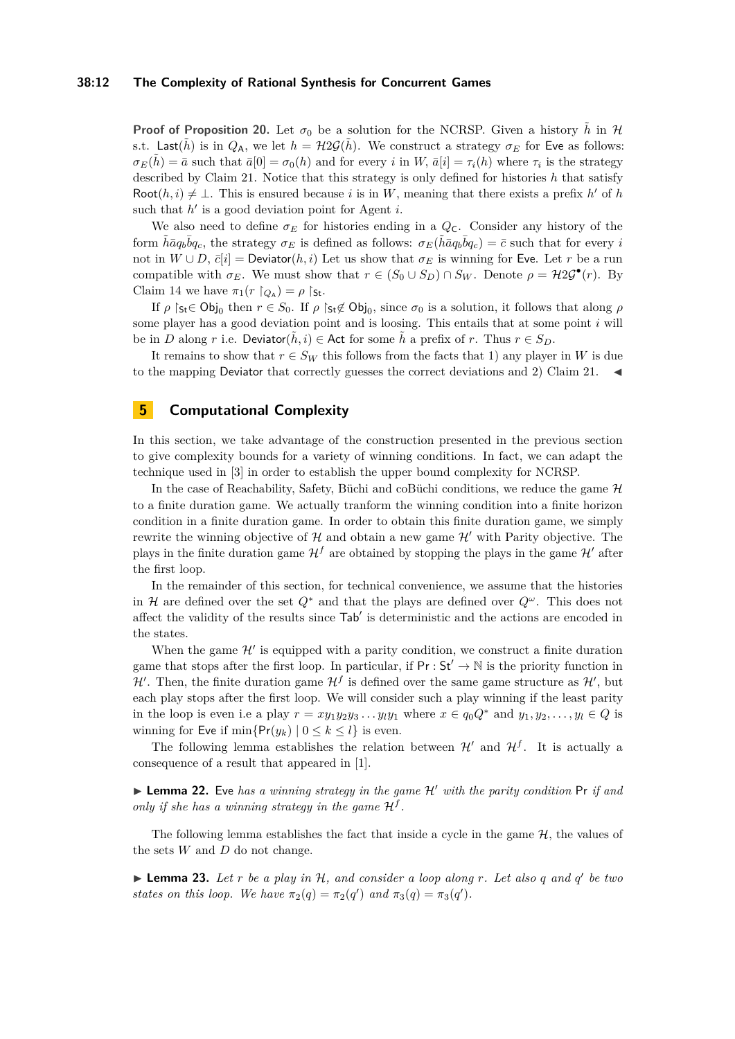**Proof of Proposition 20.** Let $\sigma_0$ be a solution for the NCRSP. Given a history $\tilde{h}$ in $\mathcal{H}$ s.t. $\mathsf{Last}(\tilde{h})$ is in $Q_{\mathsf{A}}$, we let $h = \mathcal{H}2\mathcal{G}(\tilde{h})$. We construct a strategy $\sigma_E$ for Eve as follows: $\sigma_E(\tilde{h}) = \bar{a}$ such that $\bar{a}[0] = \sigma_0(h)$ and for every $i$ in $W$, $\bar{a}[i] = \tau_i(h)$ where $\tau_i$ is the strategy described by Claim 21. Notice that this strategy is only defined for histories $h$ that satisfy $\mathsf{Root}(h, i) \neq \bot$. This is ensured because $i$ is in $W$, meaning that there exists a prefix $h'$ of $h$ such that $h'$ is a good deviation point for Agent $i$.

We also need to define $\sigma_E$ for histories ending in a $Q_{\mathsf{C}}$. Consider any history of the form $\tilde{h}\bar{a}q_b\bar{b}q_c$, the strategy $\sigma_E$ is defined as follows: $\sigma_E(\tilde{h}\bar{a}q_b\bar{b}q_c) = \bar{c}$ such that for every $i$ not in $W \cup D$, $\bar{c}[i] = \mathsf{Deviator}(h, i)$ Let us show that $\sigma_E$ is winning for Eve. Let $r$ be a run compatible with $\sigma_E$. We must show that $r \in (S_0 \cup S_D) \cap S_W$. Denote $\rho = \mathcal{H}2\mathcal{G}^{\bullet}(r)$. By Claim 14 we have $\pi_1(r \upharpoonright_{Q_{\mathsf{A}}}) = \rho \upharpoonright_{\mathsf{St}}$.

If $\rho \upharpoonright_{\mathsf{St}} \in \mathsf{Obj}_0$ then $r \in S_0$. If $\rho \upharpoonright_{\mathsf{St}} \notin \mathsf{Obj}_0$, since $\sigma_0$ is a solution, it follows that along $\rho$ some player has a good deviation point and is loosing. This entails that at some point $i$ will be in $D$ along $r$ i.e. $\mathsf{Deviator}(\tilde{h}, i) \in \mathsf{Act}$ for some $\tilde{h}$ a prefix of $r$. Thus $r \in S_D$.

It remains to show that $r \in S_W$ this follows from the facts that 1) any player in $W$ is due to the mapping $\mathsf{Deviator}$ that correctly guesses the correct deviations and 2) Claim 21. ◀

## 5 Computational Complexity

In this section, we take advantage of the construction presented in the previous section to give complexity bounds for a variety of winning conditions. In fact, we can adapt the technique used in [3] in order to establish the upper bound complexity for NCRSP.

In the case of Reachability, Safety, Büchi and coBüchi conditions, we reduce the game $\mathcal{H}$ to a finite duration game. We actually tranform the winning condition into a finite horizon condition in a finite duration game. In order to obtain this finite duration game, we simply rewrite the winning objective of $\mathcal{H}$ and obtain a new game $\mathcal{H}'$ with Parity objective. The plays in the finite duration game $\mathcal{H}^f$ are obtained by stopping the plays in the game $\mathcal{H}'$ after the first loop.

In the remainder of this section, for technical convenience, we assume that the histories in $\mathcal{H}$ are defined over the set $Q^*$ and that the plays are defined over $Q^\omega$. This does not affect the validity of the results since $\mathsf{Tab}'$ is deterministic and the actions are encoded in the states.

When the game $\mathcal{H}'$ is equipped with a parity condition, we construct a finite duration game that stops after the first loop. In particular, if $\mathsf{Pr} : \mathsf{St}' \to \mathbb{N}$ is the priority function in $\mathcal{H}'$. Then, the finite duration game $\mathcal{H}^f$ is defined over the same game structure as $\mathcal{H}'$, but each play stops after the first loop. We will consider such a play winning if the least parity in the loop is even i.e a play $r = xy_1y_2y_3 \dots y_ly_1$ where $x \in q_0Q^*$ and $y_1, y_2, \dots, y_l \in Q$ is winning for Eve if $\min\{\mathsf{Pr}(y_k) \mid 0 \leq k \leq l\}$ is even.

The following lemma establishes the relation between $\mathcal{H}'$ and $\mathcal{H}^f$. It is actually a consequence of a result that appeared in [1].

▶ **Lemma 22.** *Eve has a winning strategy in the game $\mathcal{H}'$ with the parity condition $\mathsf{Pr}$ if and only if she has a winning strategy in the game $\mathcal{H}^f$.*

The following lemma establishes the fact that inside a cycle in the game $\mathcal{H}$, the values of the sets $W$ and $D$ do not change.

▶ **Lemma 23.** *Let $r$ be a play in $\mathcal{H}$, and consider a loop along $r$. Let also $q$ and $q'$ be two states on this loop. We have $\pi_2(q) = \pi_2(q')$ and $\pi_3(q) = \pi_3(q')$.*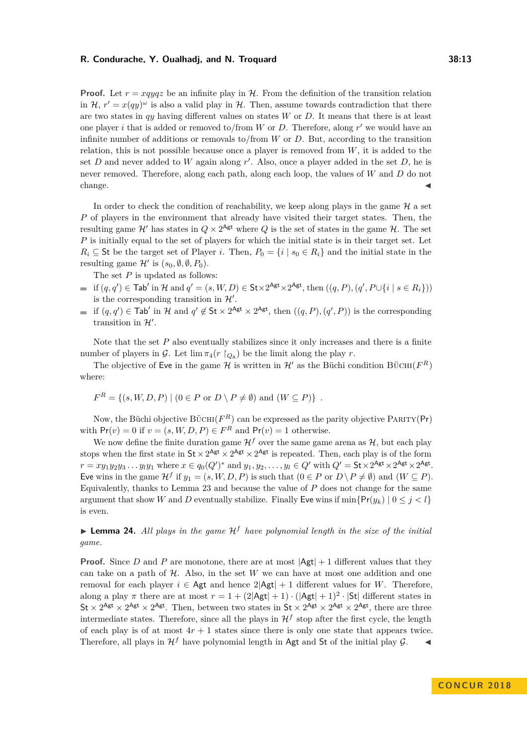**Proof.** Let $r = xqyqz$ be an infinite play in $\mathcal{H}$. From the definition of the transition relation in $\mathcal{H}$, $r' = x(qy)^\omega$ is also a valid play in $\mathcal{H}$. Then, assume towards contradiction that there are two states in $qy$ having different values on states $W$ or $D$. It means that there is at least one player $i$ that is added or removed to/from $W$ or $D$. Therefore, along $r'$ we would have an infinite number of additions or removals to/from $W$ or $D$. But, according to the transition relation, this is not possible because once a player is removed from $W$, it is added to the set $D$ and never added to $W$ again along $r'$. Also, once a player added in the set $D$, he is never removed. Therefore, along each path, along each loop, the values of $W$ and $D$ do not change. ◀

In order to check the condition of reachability, we keep along plays in the game $\mathcal{H}$ a set $P$ of players in the environment that already have visited their target states. Then, the resulting game $\mathcal{H}'$ has states in $Q \times 2^{\mathsf{Agt}}$ where $Q$ is the set of states in the game $\mathcal{H}$. The set $P$ is initially equal to the set of players for which the initial state is in their target set. Let $R_i \subseteq \mathsf{St}$ be the target set of Player $i$. Then, $P_0 = \{i \mid s_0 \in R_i\}$ and the initial state in the resulting game $\mathcal{H}'$ is $(s_0, \emptyset, \emptyset, P_0)$.

The set $P$ is updated as follows:

- if $(q, q') \in \mathsf{Tab}'$ in $\mathcal{H}$ and $q' = (s, W, D) \in \mathsf{St} \times 2^{\mathsf{Agt}} \times 2^{\mathsf{Agt}}$, then $((q, P), (q', P \cup \{i \mid s \in R_i\}))$ is the corresponding transition in $\mathcal{H}'$.
- if $(q, q') \in \mathsf{Tab}'$ in $\mathcal{H}$ and $q' \notin \mathsf{St} \times 2^{\mathsf{Agt}} \times 2^{\mathsf{Agt}}$, then $((q, P), (q', P))$ is the corresponding transition in $\mathcal{H}'$.

Note that the set $P$ also eventually stabilizes since it only increases and there is a finite number of players in $\mathcal{G}$. Let $\lim \pi_4(r\restriction_{Q_{\mathsf{A}}})$ be the limit along the play $r$.

The objective of $\mathsf{Eve}$ in the game $\mathcal{H}$ is written in $\mathcal{H}'$ as the Büchi condition $\textsc{Büchi}(F^R)$ where:

$$F^R = \{(s, W, D, P) \mid (0 \in P \text{ or } D \setminus P \neq \emptyset) \text{ and } (W \subseteq P)\} \ .$$

Now, the Büchi objective $\textsc{Büchi}(F^R)$ can be expressed as the parity objective $\textsc{Parity}(\mathsf{Pr})$ with $\mathsf{Pr}(v) = 0$ if $v = (s, W, D, P) \in F^R$ and $\mathsf{Pr}(v) = 1$ otherwise.

We now define the finite duration game $\mathcal{H}^f$ over the same game arena as $\mathcal{H}$, but each play stops when the first state in $\mathsf{St} \times 2^{\mathsf{Agt}} \times 2^{\mathsf{Agt}} \times 2^{\mathsf{Agt}}$ is repeated. Then, each play is of the form $r = xy_1y_2y_3 \ldots y_ly_1$ where $x \in q_0(Q')^*$ and $y_1, y_2, \ldots, y_l \in Q'$ with $Q' = \mathsf{St} \times 2^{\mathsf{Agt}} \times 2^{\mathsf{Agt}} \times 2^{\mathsf{Agt}}$. $\mathsf{Eve}$ wins in the game $\mathcal{H}^f$ if $y_1 = (s, W, D, P)$ is such that $(0 \in P \text{ or } D \setminus P \neq \emptyset)$ and $(W \subseteq P)$. Equivalently, thanks to Lemma 23 and because the value of $P$ does not change for the same argument that show $W$ and $D$ eventually stabilize. Finally $\mathsf{Eve}$ wins if $\min\{\mathsf{Pr}(y_k) \mid 0 \leq j < l\}$ is even.

▶ **Lemma 24.** *All plays in the game $\mathcal{H}^f$ have polynomial length in the size of the initial game.*

**Proof.** Since $D$ and $P$ are monotone, there are at most $|\mathsf{Agt}| + 1$ different values that they can take on a path of $\mathcal{H}$. Also, in the set $W$ we can have at most one addition and one removal for each player $i \in \mathsf{Agt}$ and hence $2|\mathsf{Agt}| + 1$ different values for $W$. Therefore, along a play $\pi$ there are at most $r = 1 + (2|\mathsf{Agt}| + 1) \cdot (|\mathsf{Agt}| + 1)^2 \cdot |\mathsf{St}|$ different states in $\mathsf{St} \times 2^{\mathsf{Agt}} \times 2^{\mathsf{Agt}} \times 2^{\mathsf{Agt}}$. Then, between two states in $\mathsf{St} \times 2^{\mathsf{Agt}} \times 2^{\mathsf{Agt}} \times 2^{\mathsf{Agt}}$, there are three intermediate states. Therefore, since all the plays in $\mathcal{H}^f$ stop after the first cycle, the length of each play is of at most $4r + 1$ states since there is only one state that appears twice. Therefore, all plays in $\mathcal{H}^f$ have polynomial length in $\mathsf{Agt}$ and $\mathsf{St}$ of the initial play $\mathcal{G}$. ◀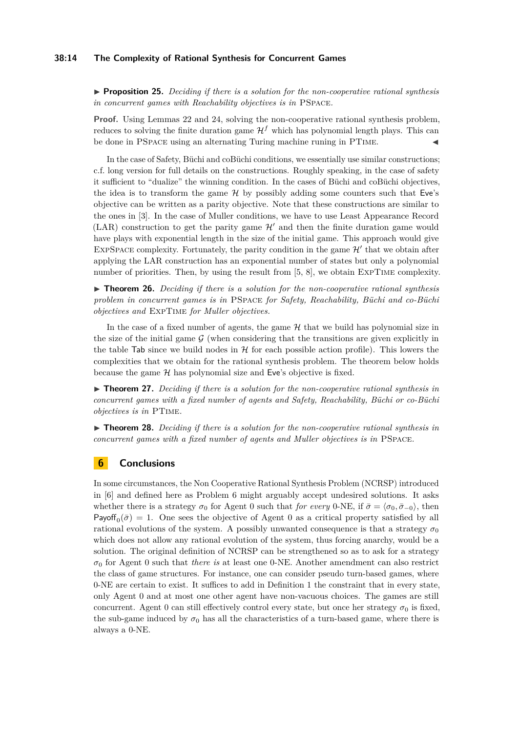▶ **Proposition 25.** *Deciding if there is a solution for the non-cooperative rational synthesis in concurrent games with Reachability objectives is in* PSPACE*.*

**Proof.** Using Lemmas 22 and 24, solving the non-cooperative rational synthesis problem, reduces to solving the finite duration game $\mathcal{H}^f$ which has polynomial length plays. This can be done in PSPACE using an alternating Turing machine runing in PTIME. ◀

In the case of Safety, Büchi and coBüchi conditions, we essentially use similar constructions; c.f. long version for full details on the constructions. Roughly speaking, in the case of safety it sufficient to "dualize" the winning condition. In the cases of Büchi and coBüchi objectives, the idea is to transform the game $\mathcal{H}$ by possibly adding some counters such that Eve's objective can be written as a parity objective. Note that these constructions are similar to the ones in [3]. In the case of Muller conditions, we have to use Least Appearance Record (LAR) construction to get the parity game $\mathcal{H}'$ and then the finite duration game would have plays with exponential length in the size of the initial game. This approach would give EXPSPACE complexity. Fortunately, the parity condition in the game $\mathcal{H}'$ that we obtain after applying the LAR construction has an exponential number of states but only a polynomial number of priorities. Then, by using the result from [5, 8], we obtain EXPTIME complexity.

▶ **Theorem 26.** *Deciding if there is a solution for the non-cooperative rational synthesis problem in concurrent games is in* PSPACE *for Safety, Reachability, Büchi and co-Büchi objectives and* EXPTIME *for Muller objectives.*

In the case of a fixed number of agents, the game $\mathcal{H}$ that we build has polynomial size in the size of the initial game $\mathcal{G}$ (when considering that the transitions are given explicitly in the table Tab since we build nodes in $\mathcal{H}$ for each possible action profile). This lowers the complexities that we obtain for the rational synthesis problem. The theorem below holds because the game $\mathcal{H}$ has polynomial size and Eve's objective is fixed.

▶ **Theorem 27.** *Deciding if there is a solution for the non-cooperative rational synthesis in concurrent games with a fixed number of agents and Safety, Reachability, Büchi or co-Büchi objectives is in* PTIME*.*

▶ **Theorem 28.** *Deciding if there is a solution for the non-cooperative rational synthesis in concurrent games with a fixed number of agents and Muller objectives is in* PSPACE*.*

## 6 Conclusions

In some circumstances, the Non Cooperative Rational Synthesis Problem (NCRSP) introduced in [6] and defined here as Problem 6 might arguably accept undesired solutions. It asks whether there is a strategy $\sigma_0$ for Agent 0 such that *for every* 0-NE, if $\bar{\sigma} = \langle \sigma_0, \bar{\sigma}_{-0} \rangle$, then $\mathsf{Payoff}_0(\bar{\sigma}) = 1$. One sees the objective of Agent 0 as a critical property satisfied by all rational evolutions of the system. A possibly unwanted consequence is that a strategy $\sigma_0$ which does not allow any rational evolution of the system, thus forcing anarchy, would be a solution. The original definition of NCRSP can be strengthened so as to ask for a strategy $\sigma_0$ for Agent 0 such that *there is* at least one 0-NE. Another amendment can also restrict the class of game structures. For instance, one can consider pseudo turn-based games, where 0-NE are certain to exist. It suffices to add in Definition 1 the constraint that in every state, only Agent 0 and at most one other agent have non-vacuous choices. The games are still concurrent. Agent 0 can still effectively control every state, but once her strategy $\sigma_0$ is fixed, the sub-game induced by $\sigma_0$ has all the characteristics of a turn-based game, where there is always a 0-NE.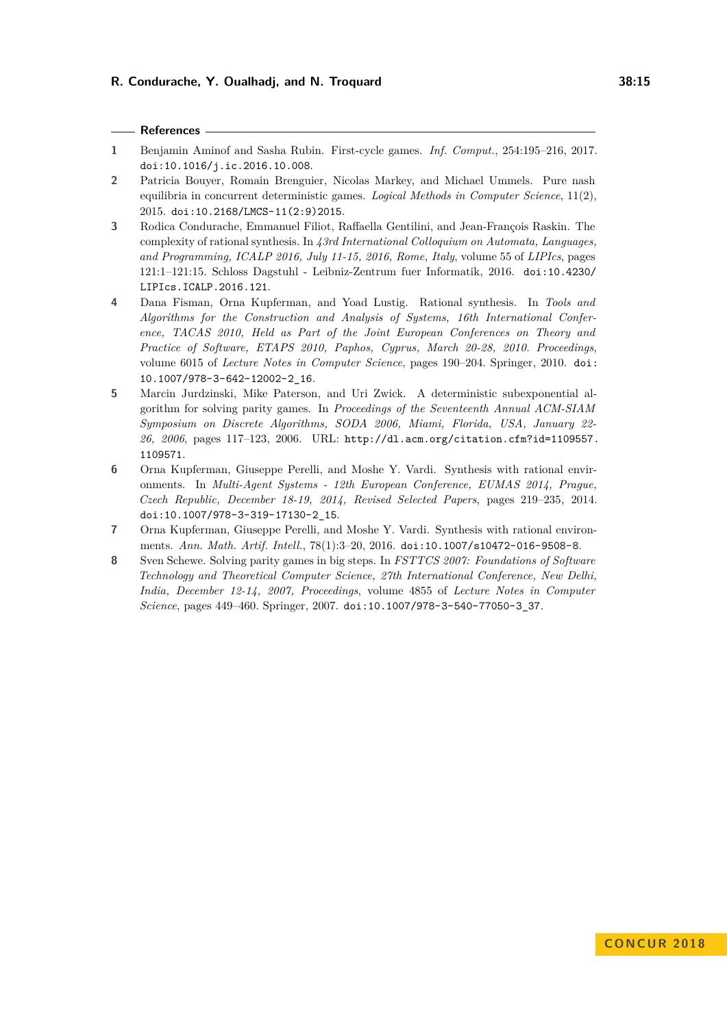## References

1. Benjamin Aminof and Sasha Rubin. First-cycle games. *Inf. Comput.*, 254:195–216, 2017. doi:10.1016/j.ic.2016.10.008.
2. Patricia Bouyer, Romain Brenguier, Nicolas Markey, and Michael Ummels. Pure nash equilibria in concurrent deterministic games. *Logical Methods in Computer Science*, 11(2), 2015. doi:10.2168/LMCS-11(2:9)2015.
3. Rodica Condurache, Emmanuel Filiot, Raffaella Gentilini, and Jean-François Raskin. The complexity of rational synthesis. In *43rd International Colloquium on Automata, Languages, and Programming, ICALP 2016, July 11-15, 2016, Rome, Italy*, volume 55 of *LIPIcs*, pages 121:1–121:15. Schloss Dagstuhl - Leibniz-Zentrum fuer Informatik, 2016. doi:10.4230/LIPIcs.ICALP.2016.121.
4. Dana Fisman, Orna Kupferman, and Yoad Lustig. Rational synthesis. In *Tools and Algorithms for the Construction and Analysis of Systems, 16th International Conference, TACAS 2010, Held as Part of the Joint European Conferences on Theory and Practice of Software, ETAPS 2010, Paphos, Cyprus, March 20-28, 2010. Proceedings*, volume 6015 of *Lecture Notes in Computer Science*, pages 190–204. Springer, 2010. doi:10.1007/978-3-642-12002-2_16.
5. Marcin Jurdzinski, Mike Paterson, and Uri Zwick. A deterministic subexponential algorithm for solving parity games. In *Proceedings of the Seventeenth Annual ACM-SIAM Symposium on Discrete Algorithms, SODA 2006, Miami, Florida, USA, January 22-26, 2006*, pages 117–123, 2006. URL: http://dl.acm.org/citation.cfm?id=1109557.1109571.
6. Orna Kupferman, Giuseppe Perelli, and Moshe Y. Vardi. Synthesis with rational environments. In *Multi-Agent Systems - 12th European Conference, EUMAS 2014, Prague, Czech Republic, December 18-19, 2014, Revised Selected Papers*, pages 219–235, 2014. doi:10.1007/978-3-319-17130-2_15.
7. Orna Kupferman, Giuseppe Perelli, and Moshe Y. Vardi. Synthesis with rational environments. *Ann. Math. Artif. Intell.*, 78(1):3–20, 2016. doi:10.1007/s10472-016-9508-8.
8. Sven Schewe. Solving parity games in big steps. In *FSTTCS 2007: Foundations of Software Technology and Theoretical Computer Science, 27th International Conference, New Delhi, India, December 12-14, 2007, Proceedings*, volume 4855 of *Lecture Notes in Computer Science*, pages 449–460. Springer, 2007. doi:10.1007/978-3-540-77050-3_37.